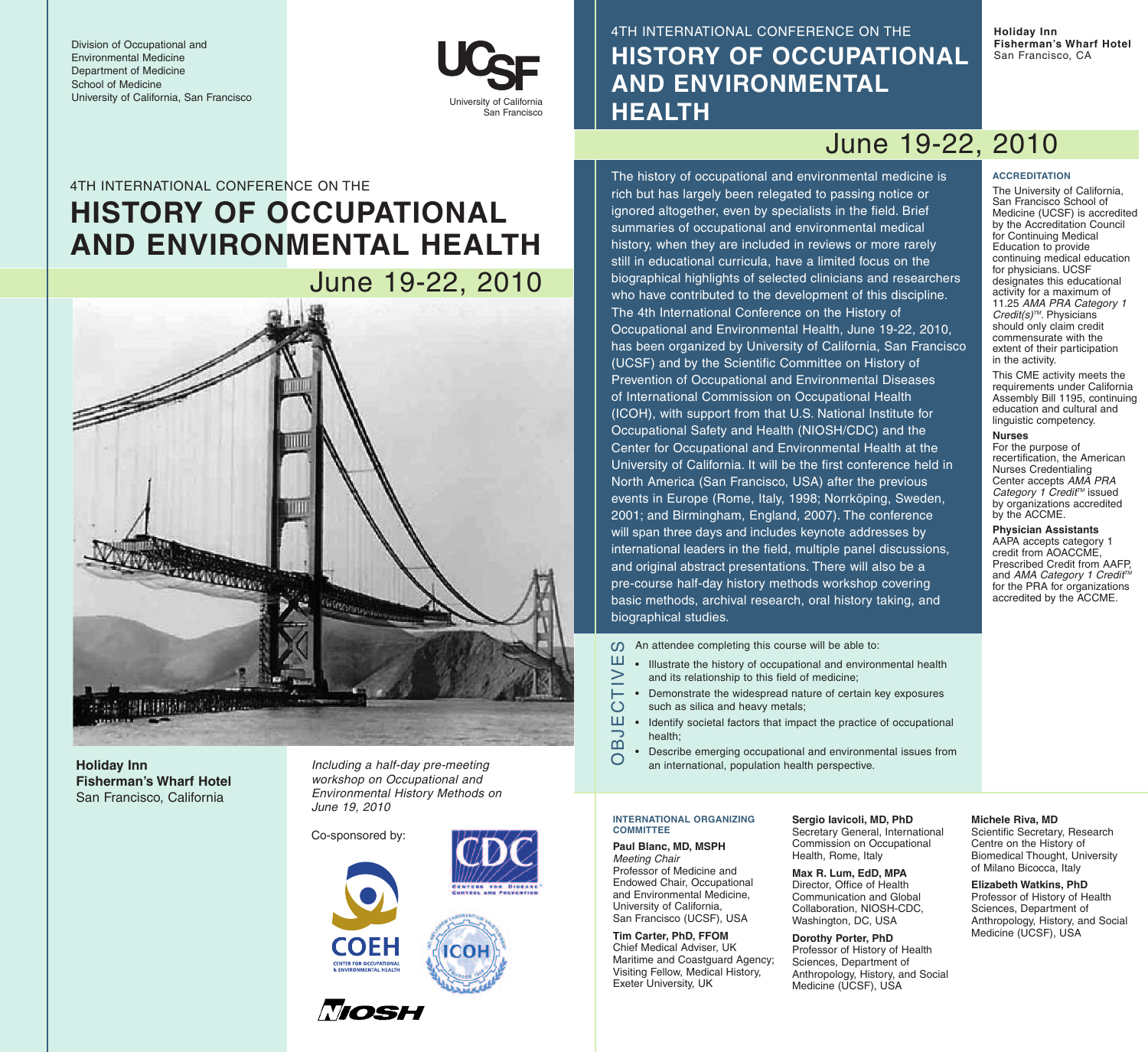Division of Occupational and Environmental Medicine
Department of Medicine
School of Medicine
University of California, San Francisco

UCSF
University of California
San Francisco

4TH INTERNATIONAL CONFERENCE ON THE

# HISTORY OF OCCUPATIONAL AND ENVIRONMENTAL HEALTH

## June 19-22, 2010

**Holiday Inn**
**Fisherman's Wharf Hotel**
San Francisco, California

*Including a half-day pre-meeting workshop on Occupational and Environmental History Methods on June 19, 2010*

Co-sponsored by:

CDC · COEH · ICOH · NIOSH

---

4TH INTERNATIONAL CONFERENCE ON THE

# HISTORY OF OCCUPATIONAL AND ENVIRONMENTAL HEALTH

**Holiday Inn**
**Fisherman's Wharf Hotel**
San Francisco, CA

## June 19-22, 2010

The history of occupational and environmental medicine is rich but has largely been relegated to passing notice or ignored altogether, even by specialists in the field. Brief summaries of occupational and environmental medical history, when they are included in reviews or more rarely still in educational curricula, have a limited focus on the biographical highlights of selected clinicians and researchers who have contributed to the development of this discipline. The 4th International Conference on the History of Occupational and Environmental Health, June 19-22, 2010, has been organized by University of California, San Francisco (UCSF) and by the Scientific Committee on History of Prevention of Occupational and Environmental Diseases of International Commission on Occupational Health (ICOH), with support from that U.S. National Institute for Occupational Safety and Health (NIOSH/CDC) and the Center for Occupational and Environmental Health at the University of California. It will be the first conference held in North America (San Francisco, USA) after the previous events in Europe (Rome, Italy, 1998; Norrköping, Sweden, 2001; and Birmingham, England, 2007). The conference will span three days and includes keynote addresses by international leaders in the field, multiple panel discussions, and original abstract presentations. There will also be a pre-course half-day history methods workshop covering basic methods, archival research, oral history taking, and biographical studies.

### OBJECTIVES

An attendee completing this course will be able to:

- Illustrate the history of occupational and environmental health and its relationship to this field of medicine;
- Demonstrate the widespread nature of certain key exposures such as silica and heavy metals;
- Identify societal factors that impact the practice of occupational health;
- Describe emerging occupational and environmental issues from an international, population health perspective.

### ACCREDITATION

The University of California, San Francisco School of Medicine (UCSF) is accredited by the Accreditation Council for Continuing Medical Education to provide continuing medical education for physicians. UCSF designates this educational activity for a maximum of 11.25 *AMA PRA Category 1 Credit(s)™*. Physicians should only claim credit commensurate with the extent of their participation in the activity.

This CME activity meets the requirements under California Assembly Bill 1195, continuing education and cultural and linguistic competency.

**Nurses**
For the purpose of recertification, the American Nurses Credentialing Center accepts *AMA PRA Category 1 Credit™* issued by organizations accredited by the ACCME.

**Physician Assistants**
AAPA accepts category 1 credit from AOACCME, Prescribed Credit from AAFP, and *AMA Category 1 Credit™* for the PRA for organizations accredited by the ACCME.

### INTERNATIONAL ORGANIZING COMMITTEE

**Paul Blanc, MD, MSPH**
*Meeting Chair*
Professor of Medicine and Endowed Chair, Occupational and Environmental Medicine, University of California, San Francisco (UCSF), USA

**Tim Carter, PhD, FFOM**
Chief Medical Adviser, UK Maritime and Coastguard Agency; Visiting Fellow, Medical History, Exeter University, UK

**Sergio Iavicoli, MD, PhD**
Secretary General, International Commission on Occupational Health, Rome, Italy

**Max R. Lum, EdD, MPA**
Director, Office of Health Communication and Global Collaboration, NIOSH-CDC, Washington, DC, USA

**Dorothy Porter, PhD**
Professor of History of Health Sciences, Department of Anthropology, History, and Social Medicine (UCSF), USA

**Michele Riva, MD**
Scientific Secretary, Research Centre on the History of Biomedical Thought, University of Milano Bicocca, Italy

**Elizabeth Watkins, PhD**
Professor of History of Health Sciences, Department of Anthropology, History, and Social Medicine (UCSF), USA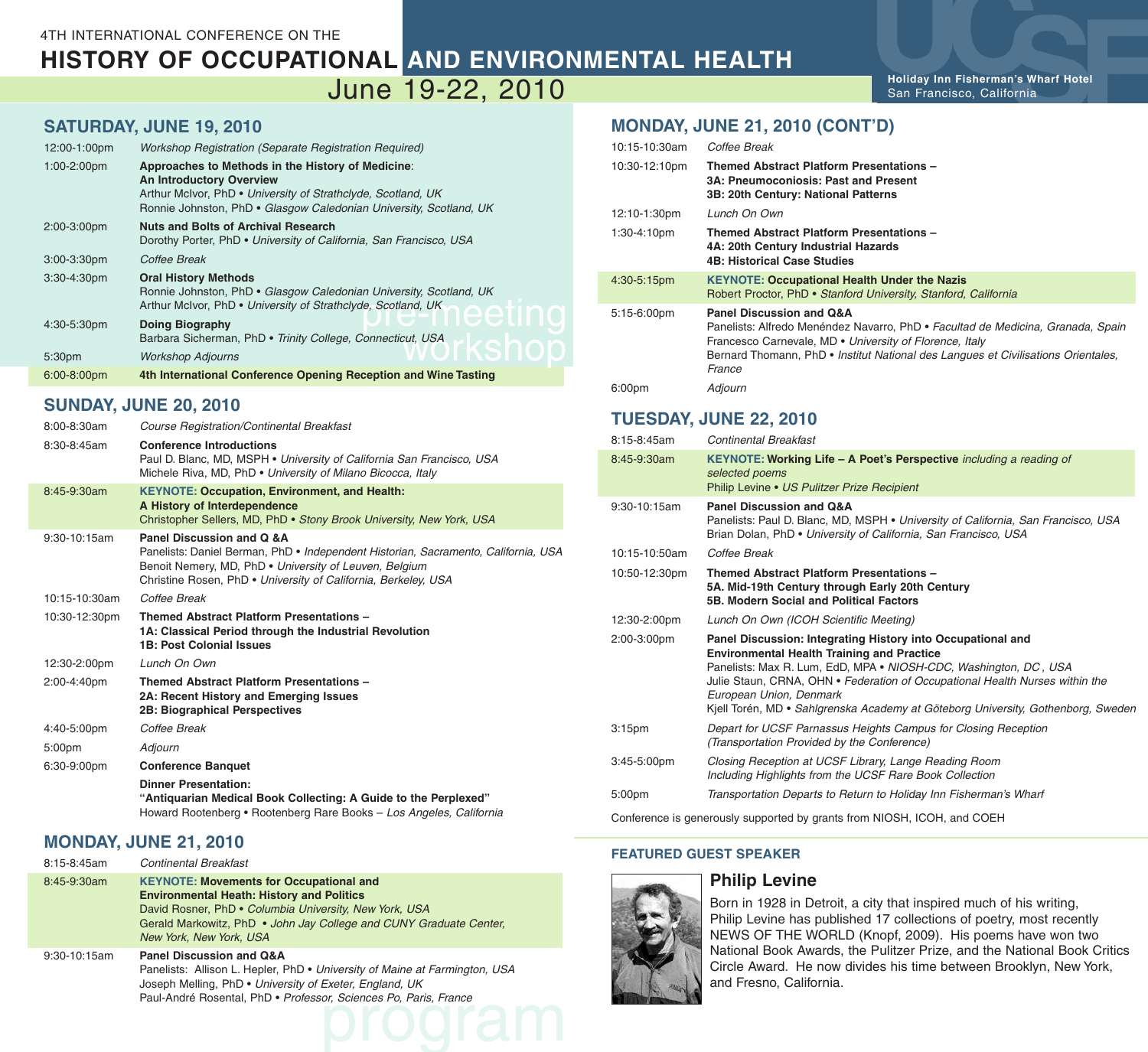4TH INTERNATIONAL CONFERENCE ON THE

# HISTORY OF OCCUPATIONAL AND ENVIRONMENTAL HEALTH

June 19-22, 2010

**Holiday Inn Fisherman's Wharf Hotel**
San Francisco, California

pre-meeting workshop

## SATURDAY, JUNE 19, 2010

| | |
|---|---|
| 12:00-1:00pm | *Workshop Registration (Separate Registration Required)* |
| 1:00-2:00pm | **Approaches to Methods in the History of Medicine: An Introductory Overview**<br>Arthur McIvor, PhD • *University of Strathclyde, Scotland, UK*<br>Ronnie Johnston, PhD • *Glasgow Caledonian University, Scotland, UK* |
| 2:00-3:00pm | **Nuts and Bolts of Archival Research**<br>Dorothy Porter, PhD • *University of California, San Francisco, USA* |
| 3:00-3:30pm | *Coffee Break* |
| 3:30-4:30pm | **Oral History Methods**<br>Ronnie Johnston, PhD • *Glasgow Caledonian University, Scotland, UK*<br>Arthur McIvor, PhD • *University of Strathclyde, Scotland, UK* |
| 4:30-5:30pm | **Doing Biography**<br>Barbara Sicherman, PhD • *Trinity College, Connecticut, USA* |
| 5:30pm | *Workshop Adjourns* |
| 6:00-8:00pm | **4th International Conference Opening Reception and Wine Tasting** |

## SUNDAY, JUNE 20, 2010

| | |
|---|---|
| 8:00-8:30am | *Course Registration/Continental Breakfast* |
| 8:30-8:45am | **Conference Introductions**<br>Paul D. Blanc, MD, MSPH • *University of California San Francisco, USA*<br>Michele Riva, MD, PhD • *University of Milano Bicocca, Italy* |
| 8:45-9:30am | **KEYNOTE: Occupation, Environment, and Health: A History of Interdependence**<br>Christopher Sellers, MD, PhD • *Stony Brook University, New York, USA* |
| 9:30-10:15am | **Panel Discussion and Q &A**<br>Panelists: Daniel Berman, PhD • *Independent Historian, Sacramento, California, USA*<br>Benoit Nemery, MD, PhD • *University of Leuven, Belgium*<br>Christine Rosen, PhD • *University of California, Berkeley, USA* |
| 10:15-10:30am | *Coffee Break* |
| 10:30-12:30pm | **Themed Abstract Platform Presentations –**<br>**1A: Classical Period through the Industrial Revolution**<br>**1B: Post Colonial Issues** |
| 12:30-2:00pm | *Lunch On Own* |
| 2:00-4:40pm | **Themed Abstract Platform Presentations –**<br>**2A: Recent History and Emerging Issues**<br>**2B: Biographical Perspectives** |
| 4:40-5:00pm | *Coffee Break* |
| 5:00pm | *Adjourn* |
| 6:30-9:00pm | **Conference Banquet**<br>**Dinner Presentation:**<br>**"Antiquarian Medical Book Collecting: A Guide to the Perplexed"**<br>Howard Rootenberg • Rootenberg Rare Books – *Los Angeles, California* |

## MONDAY, JUNE 21, 2010

| | |
|---|---|
| 8:15-8:45am | *Continental Breakfast* |
| 8:45-9:30am | **KEYNOTE: Movements for Occupational and Environmental Heath: History and Politics**<br>David Rosner, PhD • *Columbia University, New York, USA*<br>Gerald Markowitz, PhD • *John Jay College and CUNY Graduate Center, New York, New York, USA* |
| 9:30-10:15am | **Panel Discussion and Q&A**<br>Panelists: Allison L. Hepler, PhD • *University of Maine at Farmington, USA*<br>Joseph Melling, PhD • *University of Exeter, England, UK*<br>Paul-André Rosental, PhD • *Professor, Sciences Po, Paris, France* |

program

## MONDAY, JUNE 21, 2010 (CONT'D)

| | |
|---|---|
| 10:15-10:30am | *Coffee Break* |
| 10:30-12:10pm | **Themed Abstract Platform Presentations –**<br>**3A: Pneumoconiosis: Past and Present**<br>**3B: 20th Century: National Patterns** |
| 12:10-1:30pm | *Lunch On Own* |
| 1:30-4:10pm | **Themed Abstract Platform Presentations –**<br>**4A: 20th Century Industrial Hazards**<br>**4B: Historical Case Studies** |
| 4:30-5:15pm | **KEYNOTE: Occupational Health Under the Nazis**<br>Robert Proctor, PhD • *Stanford University, Stanford, California* |
| 5:15-6:00pm | **Panel Discussion and Q&A**<br>Panelists: Alfredo Menéndez Navarro, PhD • *Facultad de Medicina, Granada, Spain*<br>Francesco Carnevale, MD • *University of Florence, Italy*<br>Bernard Thomann, PhD • *Institut National des Langues et Civilisations Orientales, France* |
| 6:00pm | *Adjourn* |

## TUESDAY, JUNE 22, 2010

| | |
|---|---|
| 8:15-8:45am | *Continental Breakfast* |
| 8:45-9:30am | **KEYNOTE: Working Life – A Poet's Perspective** *including a reading of selected poems*<br>Philip Levine • *US Pulitzer Prize Recipient* |
| 9:30-10:15am | **Panel Discussion and Q&A**<br>Panelists: Paul D. Blanc, MD, MSPH • *University of California, San Francisco, USA*<br>Brian Dolan, PhD • *University of California, San Francisco, USA* |
| 10:15-10:50am | *Coffee Break* |
| 10:50-12:30pm | **Themed Abstract Platform Presentations –**<br>**5A. Mid-19th Century through Early 20th Century**<br>**5B. Modern Social and Political Factors** |
| 12:30-2:00pm | *Lunch On Own (ICOH Scientific Meeting)* |
| 2:00-3:00pm | **Panel Discussion: Integrating History into Occupational and Environmental Health Training and Practice**<br>Panelists: Max R. Lum, EdD, MPA • *NIOSH-CDC, Washington, DC , USA*<br>Julie Staun, CRNA, OHN • *Federation of Occupational Health Nurses within the European Union, Denmark*<br>Kjell Torén, MD • *Sahlgrenska Academy at Göteborg University, Gothenburg, Sweden* |
| 3:15pm | *Depart for UCSF Parnassus Heights Campus for Closing Reception (Transportation Provided by the Conference)* |
| 3:45-5:00pm | *Closing Reception at UCSF Library, Lange Reading Room Including Highlights from the UCSF Rare Book Collection* |
| 5:00pm | *Transportation Departs to Return to Holiday Inn Fisherman's Wharf* |

Conference is generously supported by grants from NIOSH, ICOH, and COEH

## FEATURED GUEST SPEAKER

### Philip Levine

Born in 1928 in Detroit, a city that inspired much of his writing, Philip Levine has published 17 collections of poetry, most recently NEWS OF THE WORLD (Knopf, 2009). His poems have won two National Book Awards, the Pulitzer Prize, and the National Book Critics Circle Award. He now divides his time between Brooklyn, New York, and Fresno, California.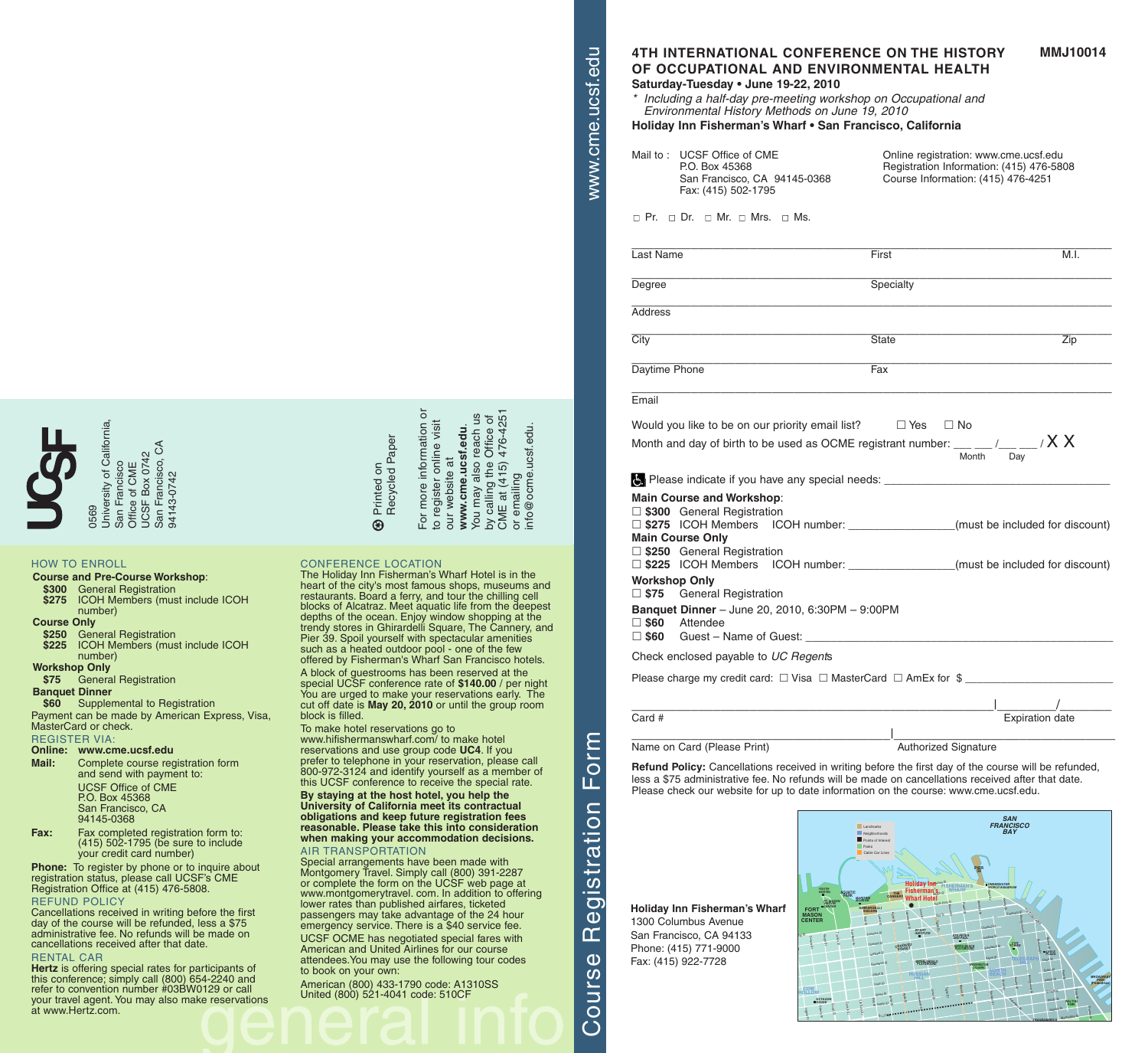UCSF

0569
University of California, San Francisco
Office of CME
UCSF Box 0742
San Francisco, CA
94143-0742

Printed on Recycled Paper

For more information or to register online visit our website at **www.cme.ucsf.edu**. You may also reach us by calling the Office of CME at (415) 476-4251 or emailing info@ocme.ucsf.edu.

## HOW TO ENROLL

**Course and Pre-Course Workshop**:

- **$300** General Registration
- **$275** ICOH Members (must include ICOH number)

**Course Only**

- **$250** General Registration
- **$225** ICOH Members (must include ICOH number)

**Workshop Only**

- **$75** General Registration

**Banquet Dinner**

- **$60** Supplemental to Registration

Payment can be made by American Express, Visa, MasterCard or check.

## REGISTER VIA:

**Online:** **www.cme.ucsf.edu**

**Mail:** Complete course registration form and send with payment to:
UCSF Office of CME
P.O. Box 45368
San Francisco, CA
94145-0368

**Fax:** Fax completed registration form to: (415) 502-1795 (be sure to include your credit card number)

**Phone:** To register by phone or to inquire about registration status, please call UCSF's CME Registration Office at (415) 476-5808.

## REFUND POLICY

Cancellations received in writing before the first day of the course will be refunded, less a $75 administrative fee. No refunds will be made on cancellations received after that date.

## RENTAL CAR

**Hertz** is offering special rates for participants of this conference; simply call (800) 654-2240 and refer to convention number #03BW0129 or call your travel agent. You may also make reservations at www.Hertz.com.

## CONFERENCE LOCATION

The Holiday Inn Fisherman's Wharf Hotel is in the heart of the city's most famous shops, museums and restaurants. Board a ferry, and tour the chilling cell blocks of Alcatraz. Meet aquatic life from the deepest depths of the ocean. Enjoy window shopping at the trendy stores in Ghirardelli Square, The Cannery, and Pier 39. Spoil yourself with spectacular amenities such as a heated outdoor pool - one of the few offered by Fisherman's Wharf San Francisco hotels.

A block of guestrooms has been reserved at the special UCSF conference rate of **$140.00** / per night You are urged to make your reservations early. The cut off date is **May 20, 2010** or until the group room block is filled.

To make hotel reservations go to www.hifishermanswharf.com/ to make hotel reservations and use group code **UC4**. If you prefer to telephone in your reservation, please call 800-972-3124 and identify yourself as a member of this UCSF conference to receive the special rate.

**By staying at the host hotel, you help the University of California meet its contractual obligations and keep future registration fees reasonable. Please take this into consideration when making your accommodation decisions.**

## AIR TRANSPORTATION

Special arrangements have been made with Montgomery Travel. Simply call (800) 391-2287 or complete the form on the UCSF web page at www.montgomerytravel. com. In addition to offering lower rates than published airfares, ticketed passengers may take advantage of the 24 hour emergency service. There is a $40 service fee.

UCSF OCME has negotiated special fares with American and United Airlines for our course attendees.You may use the following tour codes to book on your own:

American (800) 433-1790 code: A1310SS
United (800) 521-4041 code: 510CF

general info

www.cme.ucsf.edu

Course Registration Form

# 4TH INTERNATIONAL CONFERENCE ON THE HISTORY OF OCCUPATIONAL AND ENVIRONMENTAL HEALTH

MMJ10014

**Saturday-Tuesday • June 19-22, 2010**

\* *Including a half-day pre-meeting workshop on Occupational and Environmental History Methods on June 19, 2010*

**Holiday Inn Fisherman's Wharf • San Francisco, California**

Mail to : UCSF Office of CME
P.O. Box 45368
San Francisco, CA 94145-0368
Fax: (415) 502-1795

Online registration: www.cme.ucsf.edu
Registration Information: (415) 476-5808
Course Information: (415) 476-4251

☐ Pr. ☐ Dr. ☐ Mr. ☐ Mrs. ☐ Ms.

Last Name ______ First ______ M.I. ______

Degree ______ Specialty ______

Address ______

City ______ State ______ Zip ______

Daytime Phone ______ Fax ______

Email ______

Would you like to be on our priority email list? ☐ Yes ☐ No

Month and day of birth to be used as OCME registrant number: ___ ___ /___ ___ / X X
Month Day

Please indicate if you have any special needs: ______

**Main Course and Workshop**:

☐ **$300** General Registration
☐ **$275** ICOH Members ICOH number: ______(must be included for discount)

**Main Course Only**

☐ **$250** General Registration
☐ **$225** ICOH Members ICOH number: ______(must be included for discount)

**Workshop Only**

☐ **$75** General Registration

**Banquet Dinner** – June 20, 2010, 6:30PM – 9:00PM

☐ **$60** Attendee
☐ **$60** Guest – Name of Guest: ______

Check enclosed payable to *UC Regents*

Please charge my credit card: ☐ Visa ☐ MasterCard ☐ AmEx for $ ______

Card # ______ | Expiration date ______ / ______

Name on Card (Please Print) ______ | Authorized Signature ______

**Refund Policy:** Cancellations received in writing before the first day of the course will be refunded, less a $75 administrative fee. No refunds will be made on cancellations received after that date. Please check our website for up to date information on the course: www.cme.ucsf.edu.

**Holiday Inn Fisherman's Wharf**
1300 Columbus Avenue
San Francisco, CA 94133
Phone: (415) 771-9000
Fax: (415) 922-7728